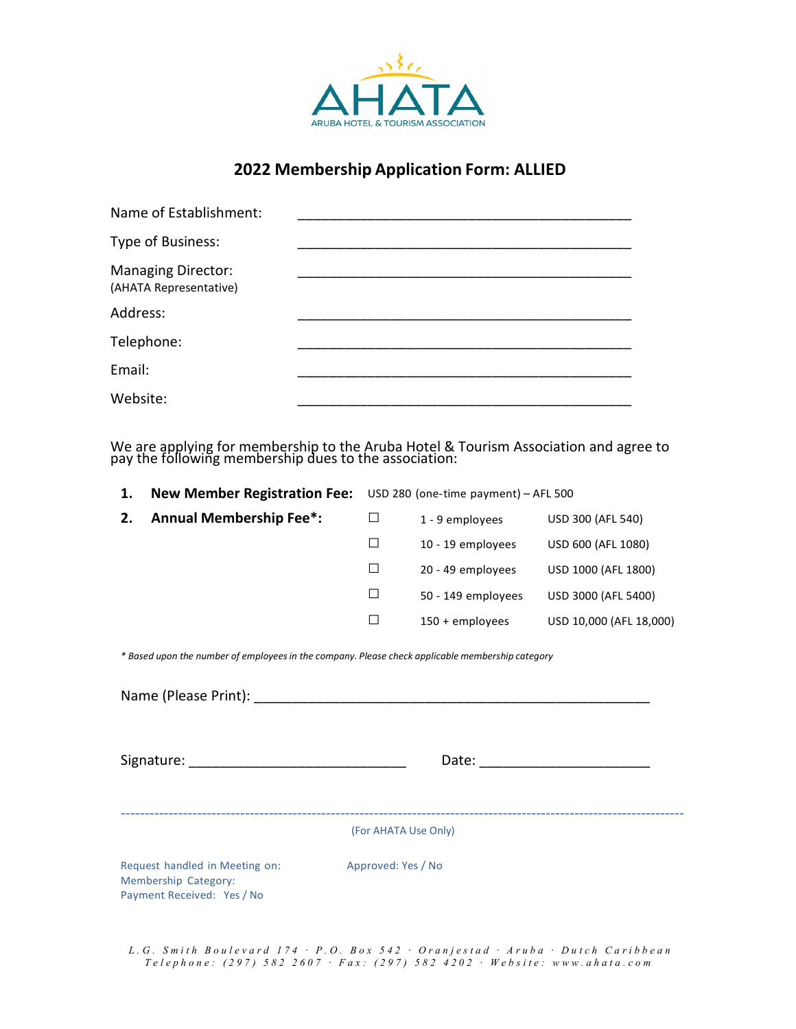AHATA

ARUBA HOTEL & TOURISM ASSOCIATION

# 2022 Membership Application Form: ALLIED

Name of Establishment: ____________________________________________

Type of Business: ____________________________________________

Managing Director: ____________________________________________
(AHATA Representative)

Address: ____________________________________________

Telephone: ____________________________________________

Email: ____________________________________________

Website: ____________________________________________

We are applying for membership to the Aruba Hotel & Tourism Association and agree to pay the following membership dues to the association:

1. **New Member Registration Fee:** USD 280 (one-time payment) – AFL 500

2. **Annual Membership Fee*:**

| | | |
|---|---|---|
| ☐ | 1 - 9 employees | USD 300 (AFL 540) |
| ☐ | 10 - 19 employees | USD 600 (AFL 1080) |
| ☐ | 20 - 49 employees | USD 1000 (AFL 1800) |
| ☐ | 50 - 149 employees | USD 3000 (AFL 5400) |
| ☐ | 150 + employees | USD 10,000 (AFL 18,000) |

*\* Based upon the number of employees in the company. Please check applicable membership category*

Name (Please Print): ____________________________________________________

Signature: ____________________________ Date: ______________________

---

(For AHATA Use Only)

Request handled in Meeting on:

Approved: Yes / No

Membership Category:

Payment Received: Yes / No

L.G. Smith Boulevard 174 · P.O. Box 542 · Oranjestad · Aruba · Dutch Caribbean
Telephone: (297) 582 2607 · Fax: (297) 582 4202 · Website: www.ahata.com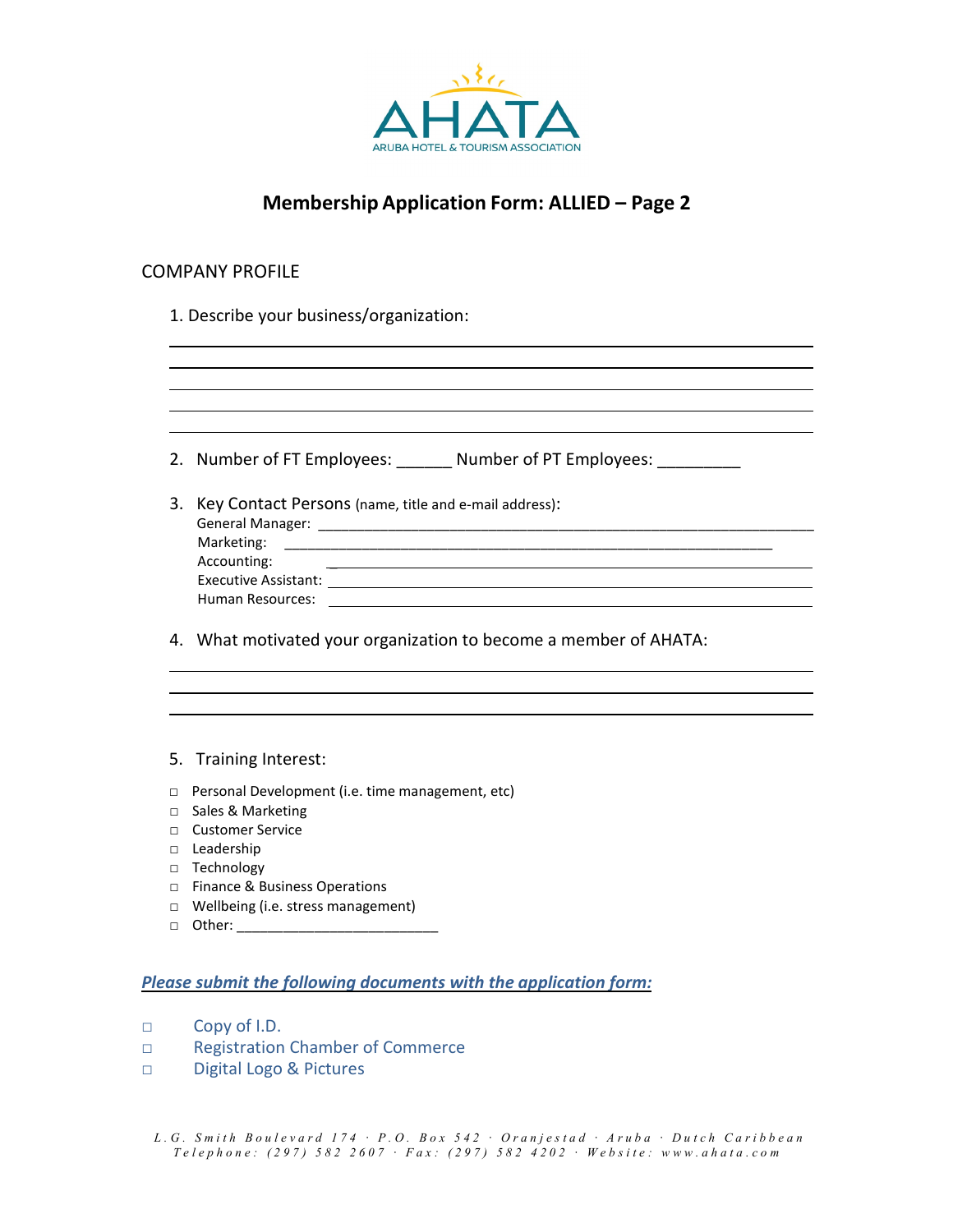AHATA

ARUBA HOTEL & TOURISM ASSOCIATION

# Membership Application Form: ALLIED – Page 2

## COMPANY PROFILE

1. Describe your business/organization:

_______________________________________________

_______________________________________________

_______________________________________________

_______________________________________________

_______________________________________________

2. Number of FT Employees: ______ Number of PT Employees: _________

3. Key Contact Persons (name, title and e-mail address):
   - General Manager: ____________________________________________
   - Marketing: ____________________________________________
   - Accounting: ____________________________________________
   - Executive Assistant: ____________________________________________
   - Human Resources: ____________________________________________

4. What motivated your organization to become a member of AHATA:

_______________________________________________

_______________________________________________

_______________________________________________

5. Training Interest:

- ☐ Personal Development (i.e. time management, etc)
- ☐ Sales & Marketing
- ☐ Customer Service
- ☐ Leadership
- ☐ Technology
- ☐ Finance & Business Operations
- ☐ Wellbeing (i.e. stress management)
- ☐ Other: __________________________

***Please submit the following documents with the application form:***

- ☐ Copy of I.D.
- ☐ Registration Chamber of Commerce
- ☐ Digital Logo & Pictures

*L.G. Smith Boulevard 174 · P.O. Box 542 · Oranjestad · Aruba · Dutch Caribbean*
*Telephone: (297) 582 2607 · Fax: (297) 582 4202 · Website: www.ahata.com*